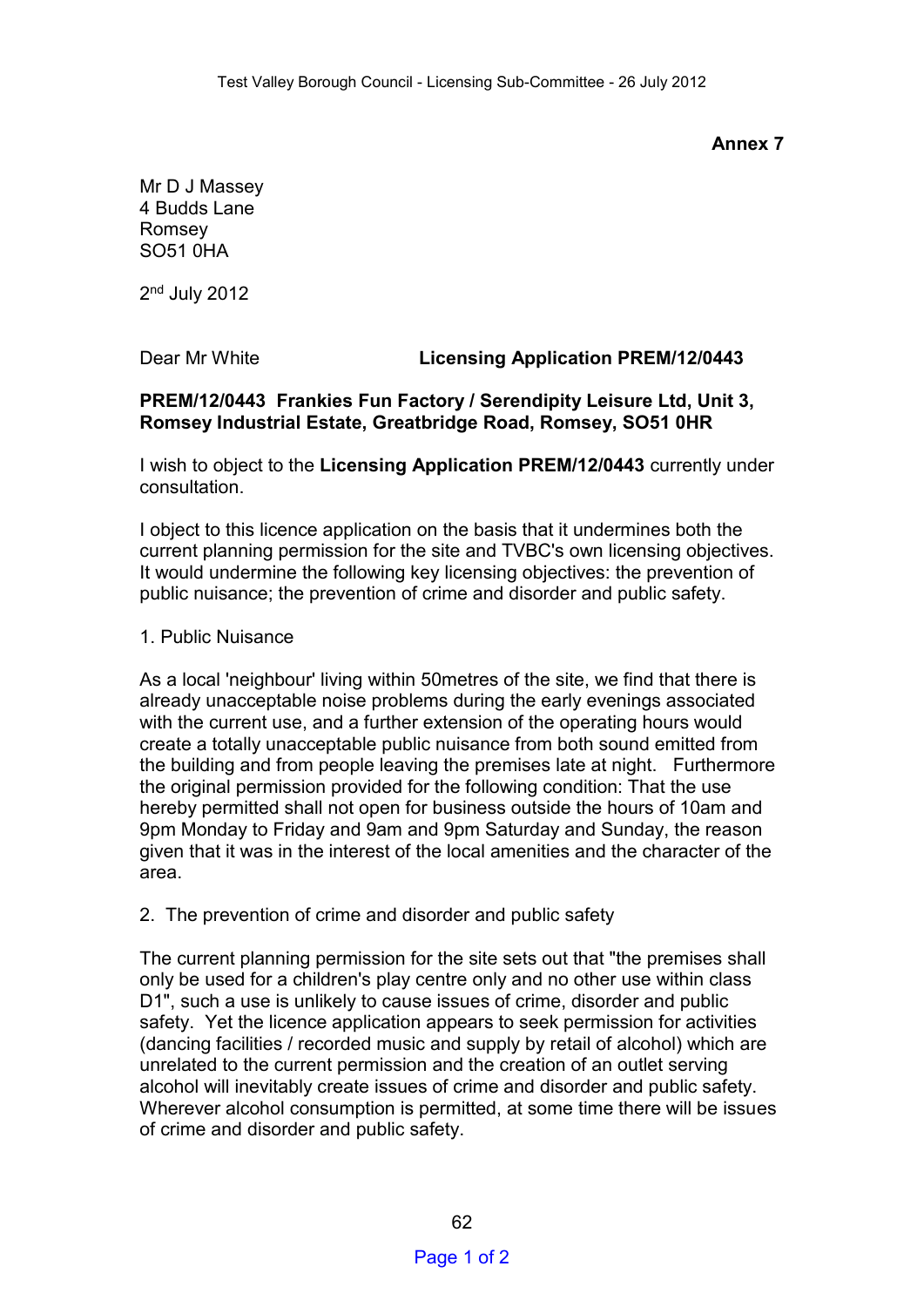**Annex 7**

Mr D J Massey
4 Budds Lane
Romsey
SO51 0HA

2nd July 2012

Dear Mr White **Licensing Application PREM/12/0443**

**PREM/12/0443 Frankies Fun Factory / Serendipity Leisure Ltd, Unit 3, Romsey Industrial Estate, Greatbridge Road, Romsey, SO51 0HR**

I wish to object to the **Licensing Application PREM/12/0443** currently under consultation.

I object to this licence application on the basis that it undermines both the current planning permission for the site and TVBC's own licensing objectives. It would undermine the following key licensing objectives: the prevention of public nuisance; the prevention of crime and disorder and public safety.

1. Public Nuisance

As a local 'neighbour' living within 50metres of the site, we find that there is already unacceptable noise problems during the early evenings associated with the current use, and a further extension of the operating hours would create a totally unacceptable public nuisance from both sound emitted from the building and from people leaving the premises late at night. Furthermore the original permission provided for the following condition: That the use hereby permitted shall not open for business outside the hours of 10am and 9pm Monday to Friday and 9am and 9pm Saturday and Sunday, the reason given that it was in the interest of the local amenities and the character of the area.

2. The prevention of crime and disorder and public safety

The current planning permission for the site sets out that "the premises shall only be used for a children's play centre only and no other use within class D1", such a use is unlikely to cause issues of crime, disorder and public safety. Yet the licence application appears to seek permission for activities (dancing facilities / recorded music and supply by retail of alcohol) which are unrelated to the current permission and the creation of an outlet serving alcohol will inevitably create issues of crime and disorder and public safety. Wherever alcohol consumption is permitted, at some time there will be issues of crime and disorder and public safety.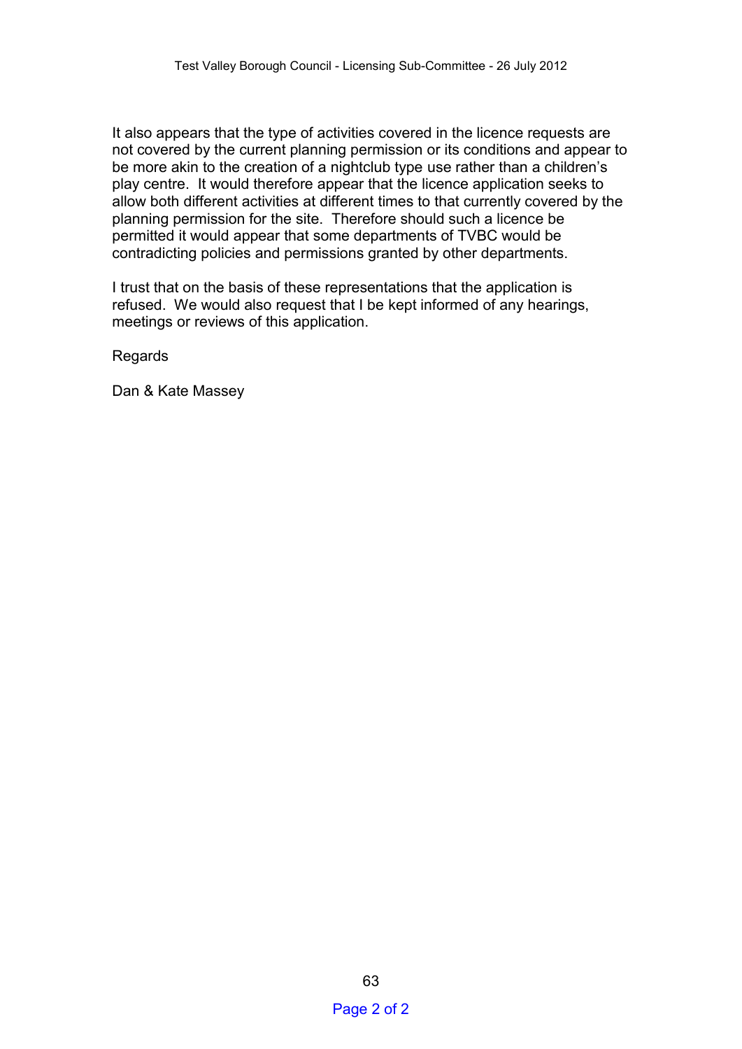It also appears that the type of activities covered in the licence requests are not covered by the current planning permission or its conditions and appear to be more akin to the creation of a nightclub type use rather than a children's play centre. It would therefore appear that the licence application seeks to allow both different activities at different times to that currently covered by the planning permission for the site. Therefore should such a licence be permitted it would appear that some departments of TVBC would be contradicting policies and permissions granted by other departments.

I trust that on the basis of these representations that the application is refused. We would also request that I be kept informed of any hearings, meetings or reviews of this application.

Regards

Dan & Kate Massey